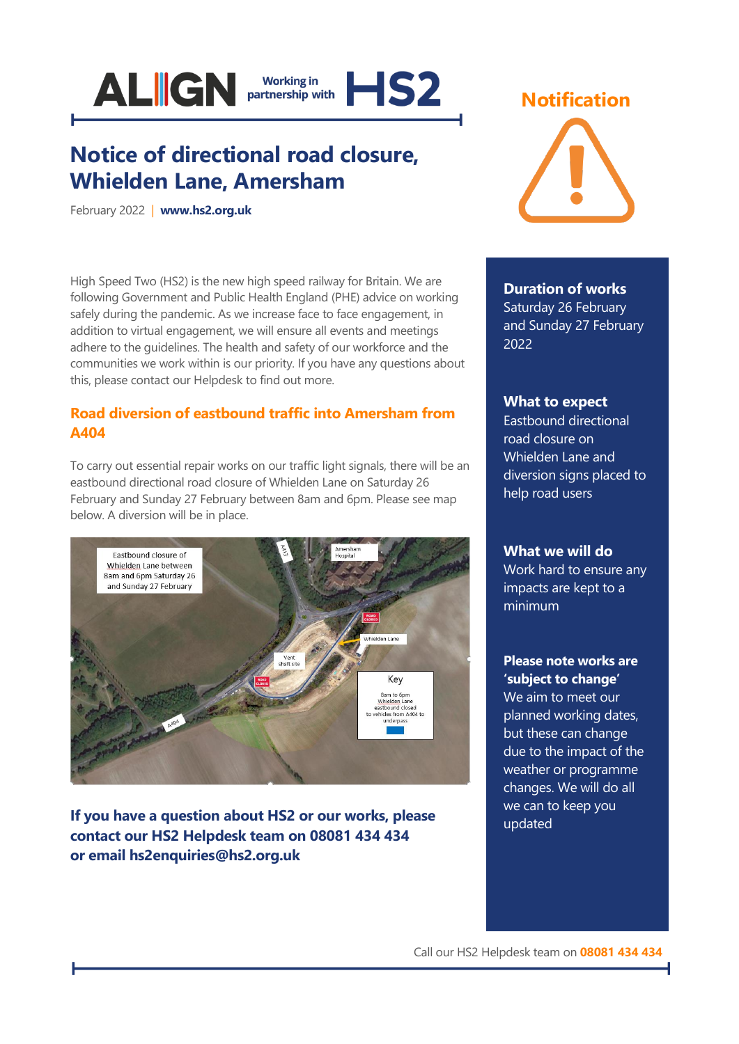ALIGN Working in partnership with HS2

# Notice of directional road closure, Whielden Lane, Amersham

February 2022 | **www.hs2.org.uk**

High Speed Two (HS2) is the new high speed railway for Britain. We are following Government and Public Health England (PHE) advice on working safely during the pandemic. As we increase face to face engagement, in addition to virtual engagement, we will ensure all events and meetings adhere to the guidelines. The health and safety of our workforce and the communities we work within is our priority. If you have any questions about this, please contact our Helpdesk to find out more.

## Road diversion of eastbound traffic into Amersham from A404

To carry out essential repair works on our traffic light signals, there will be an eastbound directional road closure of Whielden Lane on Saturday 26 February and Sunday 27 February between 8am and 6pm. Please see map below. A diversion will be in place.

Eastbound closure of Whielden Lane between 8am and 6pm Saturday 26 and Sunday 27 February

A413 | Amersham Hospital | ROAD CLOSED | Whielden Lane | Vent shaft site | ROAD CLOSED | A404

Key

8am to 6pm Whielden Lane eastbound closed to vehicles from A404 to underpass

**If you have a question about HS2 or our works, please contact our HS2 Helpdesk team on 08081 434 434 or email hs2enquiries@hs2.org.uk**

## Notification

**Duration of works**
Saturday 26 February and Sunday 27 February 2022

**What to expect**
Eastbound directional road closure on Whielden Lane and diversion signs placed to help road users

**What we will do**
Work hard to ensure any impacts are kept to a minimum

**Please note works are 'subject to change'**
We aim to meet our planned working dates, but these can change due to the impact of the weather or programme changes. We will do all we can to keep you updated

Call our HS2 Helpdesk team on **08081 434 434**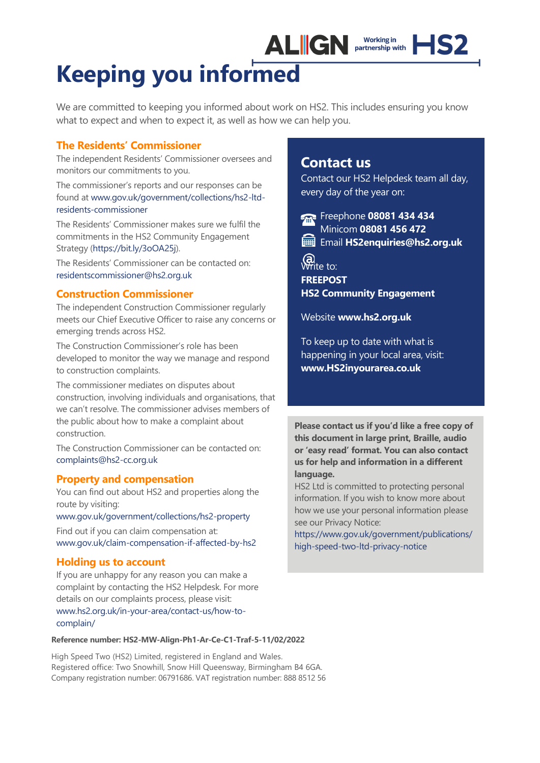ALIGN Working in partnership with HS2

# Keeping you informed

We are committed to keeping you informed about work on HS2. This includes ensuring you know what to expect and when to expect it, as well as how we can help you.

## The Residents' Commissioner

The independent Residents' Commissioner oversees and monitors our commitments to you.

The commissioner's reports and our responses can be found at www.gov.uk/government/collections/hs2-ltd-residents-commissioner

The Residents' Commissioner makes sure we fulfil the commitments in the HS2 Community Engagement Strategy (https://bit.ly/3oOA25j).

The Residents' Commissioner can be contacted on: residentscommissioner@hs2.org.uk

## Construction Commissioner

The independent Construction Commissioner regularly meets our Chief Executive Officer to raise any concerns or emerging trends across HS2.

The Construction Commissioner's role has been developed to monitor the way we manage and respond to construction complaints.

The commissioner mediates on disputes about construction, involving individuals and organisations, that we can't resolve. The commissioner advises members of the public about how to make a complaint about construction.

The Construction Commissioner can be contacted on: complaints@hs2-cc.org.uk

## Property and compensation

You can find out about HS2 and properties along the route by visiting:

www.gov.uk/government/collections/hs2-property

Find out if you can claim compensation at: www.gov.uk/claim-compensation-if-affected-by-hs2

## Holding us to account

If you are unhappy for any reason you can make a complaint by contacting the HS2 Helpdesk. For more details on our complaints process, please visit: www.hs2.org.uk/in-your-area/contact-us/how-to-complain/

## Contact us

Contact our HS2 Helpdesk team all day, every day of the year on:

Freephone **08081 434 434**
Minicom **08081 456 472**
Email **HS2enquiries@hs2.org.uk**

Write to:
**FREEPOST**
**HS2 Community Engagement**

Website **www.hs2.org.uk**

To keep up to date with what is happening in your local area, visit: **www.HS2inyourarea.co.uk**

**Please contact us if you'd like a free copy of this document in large print, Braille, audio or 'easy read' format. You can also contact us for help and information in a different language.**

HS2 Ltd is committed to protecting personal information. If you wish to know more about how we use your personal information please see our Privacy Notice: https://www.gov.uk/government/publications/high-speed-two-ltd-privacy-notice

**Reference number: HS2-MW-Align-Ph1-Ar-Ce-C1-Traf-5-11/02/2022**

High Speed Two (HS2) Limited, registered in England and Wales.
Registered office: Two Snowhill, Snow Hill Queensway, Birmingham B4 6GA.
Company registration number: 06791686. VAT registration number: 888 8512 56